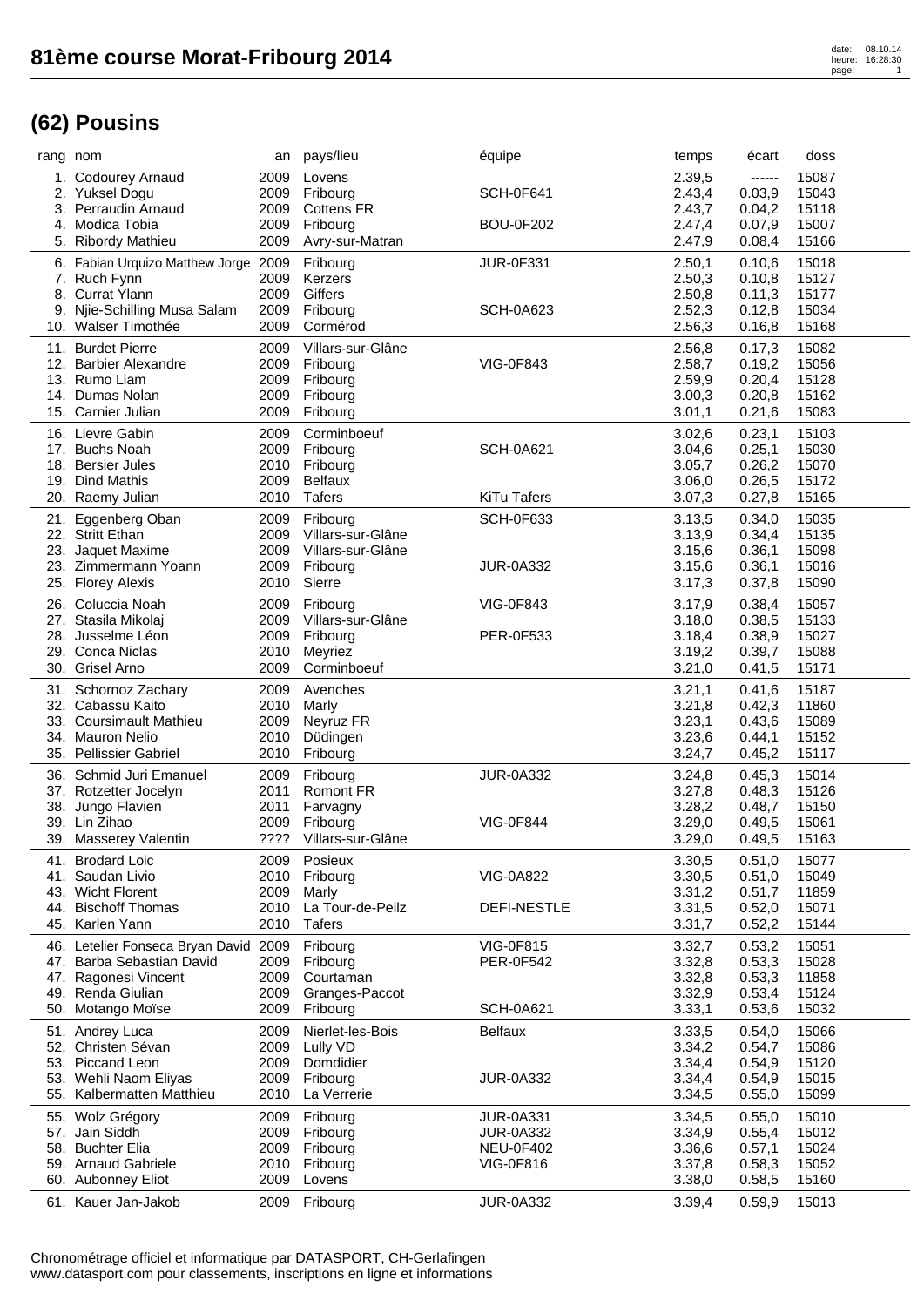# 81ème course Morat-Fribourg 2014

## (62) Pousins

| rang | nom | an | pays/lieu | équipe | temps | écart | doss |
|---|---|---|---|---|---|---|---|
| 1. | Codourey Arnaud | 2009 | Lovens | | 2.39,5 | ------ | 15087 |
| 2. | Yuksel Dogu | 2009 | Fribourg | SCH-0F641 | 2.43,4 | 0.03,9 | 15043 |
| 3. | Perraudin Arnaud | 2009 | Cottens FR | | 2.43,7 | 0.04,2 | 15118 |
| 4. | Modica Tobia | 2009 | Fribourg | BOU-0F202 | 2.47,4 | 0.07,9 | 15007 |
| 5. | Ribordy Mathieu | 2009 | Avry-sur-Matran | | 2.47,9 | 0.08,4 | 15166 |
| 6. | Fabian Urquizo Matthew Jorge | 2009 | Fribourg | JUR-0F331 | 2.50,1 | 0.10,6 | 15018 |
| 7. | Ruch Fynn | 2009 | Kerzers | | 2.50,3 | 0.10,8 | 15127 |
| 8. | Currat Ylann | 2009 | Giffers | | 2.50,8 | 0.11,3 | 15177 |
| 9. | Njie-Schilling Musa Salam | 2009 | Fribourg | SCH-0A623 | 2.52,3 | 0.12,8 | 15034 |
| 10. | Walser Timothée | 2009 | Corminboeuf | | 2.56,3 | 0.16,8 | 15168 |
| 11. | Burdet Pierre | 2009 | Villars-sur-Glâne | | 2.56,8 | 0.17,3 | 15082 |
| 12. | Barbier Alexandre | 2009 | Fribourg | VIG-0F843 | 2.58,7 | 0.19,2 | 15056 |
| 13. | Rumo Liam | 2009 | Fribourg | | 2.59,9 | 0.20,4 | 15128 |
| 14. | Dumas Nolan | 2009 | Fribourg | | 3.00,3 | 0.20,8 | 15162 |
| 15. | Carnier Julian | 2009 | Fribourg | | 3.01,1 | 0.21,6 | 15083 |
| 16. | Lievre Gabin | 2009 | Corminboeuf | | 3.02,6 | 0.23,1 | 15103 |
| 17. | Buchs Noah | 2009 | Fribourg | SCH-0A621 | 3.04,6 | 0.25,1 | 15030 |
| 18. | Bersier Jules | 2010 | Fribourg | | 3.05,7 | 0.26,2 | 15070 |
| 19. | Dind Mathis | 2009 | Belfaux | | 3.06,0 | 0.26,5 | 15172 |
| 20. | Raemy Julian | 2010 | Tafers | KiTu Tafers | 3.07,3 | 0.27,8 | 15165 |
| 21. | Eggenberg Oban | 2009 | Fribourg | SCH-0F633 | 3.13,5 | 0.34,0 | 15035 |
| 22. | Stritt Ethan | 2009 | Villars-sur-Glâne | | 3.13,9 | 0.34,4 | 15135 |
| 23. | Jaquet Maxime | 2009 | Villars-sur-Glâne | | 3.15,6 | 0.36,1 | 15098 |
| 23. | Zimmermann Yoann | 2009 | Fribourg | JUR-0A332 | 3.15,6 | 0.36,1 | 15016 |
| 25. | Florey Alexis | 2010 | Sierre | | 3.17,3 | 0.37,8 | 15090 |
| 26. | Coluccia Noah | 2009 | Fribourg | VIG-0F843 | 3.17,9 | 0.38,4 | 15057 |
| 27. | Stasila Mikolaj | 2009 | Villars-sur-Glâne | | 3.18,0 | 0.38,5 | 15133 |
| 28. | Jusselme Léon | 2009 | Fribourg | PER-0F533 | 3.18,4 | 0.38,9 | 15027 |
| 29. | Conca Niclas | 2010 | Meyriez | | 3.19,2 | 0.39,7 | 15088 |
| 30. | Grisel Arno | 2009 | Corminboeuf | | 3.21,0 | 0.41,5 | 15171 |
| 31. | Schornoz Zachary | 2009 | Avenches | | 3.21,1 | 0.41,6 | 15187 |
| 32. | Cabassu Kaito | 2010 | Marly | | 3.21,8 | 0.42,3 | 11860 |
| 33. | Coursimault Mathieu | 2009 | Neyruz FR | | 3.23,1 | 0.43,6 | 15089 |
| 34. | Mauron Nelio | 2010 | Düdingen | | 3.23,6 | 0.44,1 | 15152 |
| 35. | Pellissier Gabriel | 2010 | Fribourg | | 3.24,7 | 0.45,2 | 15117 |
| 36. | Schmid Juri Emanuel | 2009 | Fribourg | JUR-0A332 | 3.24,8 | 0.45,3 | 15014 |
| 37. | Rotzetter Jocelyn | 2011 | Romont FR | | 3.27,8 | 0.48,3 | 15126 |
| 38. | Jungo Flavien | 2011 | Farvagny | | 3.28,2 | 0.48,7 | 15150 |
| 39. | Lin Zihao | 2009 | Fribourg | VIG-0F844 | 3.29,0 | 0.49,5 | 15061 |
| 39. | Masserey Valentin | ???? | Villars-sur-Glâne | | 3.29,0 | 0.49,5 | 15163 |
| 41. | Brodard Loic | 2009 | Posieux | | 3.30,5 | 0.51,0 | 15077 |
| 41. | Saudan Livio | 2010 | Fribourg | VIG-0A822 | 3.30,5 | 0.51,0 | 15049 |
| 43. | Wicht Florent | 2009 | Marly | | 3.31,2 | 0.51,7 | 11859 |
| 44. | Bischoff Thomas | 2010 | La Tour-de-Peilz | DEFI-NESTLE | 3.31,5 | 0.52,0 | 15071 |
| 45. | Karlen Yann | 2010 | Tafers | | 3.31,7 | 0.52,2 | 15144 |
| 46. | Letelier Fonseca Bryan David | 2009 | Fribourg | VIG-0F815 | 3.32,7 | 0.53,2 | 15051 |
| 47. | Barba Sebastian David | 2009 | Fribourg | PER-0F542 | 3.32,8 | 0.53,3 | 15028 |
| 47. | Ragonesi Vincent | 2009 | Courtaman | | 3.32,8 | 0.53,3 | 11858 |
| 49. | Renda Giulian | 2009 | Granges-Paccot | | 3.32,9 | 0.53,4 | 15124 |
| 50. | Motango Moïse | 2009 | Fribourg | SCH-0A621 | 3.33,1 | 0.53,6 | 15032 |
| 51. | Andrey Luca | 2009 | Nierlet-les-Bois | Belfaux | 3.33,5 | 0.54,0 | 15066 |
| 52. | Christen Sévan | 2009 | Lully VD | | 3.34,2 | 0.54,7 | 15086 |
| 53. | Piccand Leon | 2009 | Domdidier | | 3.34,4 | 0.54,9 | 15120 |
| 53. | Wehli Naom Eliyas | 2009 | Fribourg | JUR-0A332 | 3.34,4 | 0.54,9 | 15015 |
| 55. | Kalbermatten Matthieu | 2010 | La Verrerie | | 3.34,5 | 0.55,0 | 15099 |
| 55. | Wolz Grégory | 2009 | Fribourg | JUR-0A331 | 3.34,5 | 0.55,0 | 15010 |
| 57. | Jain Siddh | 2009 | Fribourg | JUR-0A332 | 3.34,9 | 0.55,4 | 15012 |
| 58. | Buchter Elia | 2009 | Fribourg | NEU-0F402 | 3.36,6 | 0.57,1 | 15024 |
| 59. | Arnaud Gabriele | 2010 | Fribourg | VIG-0F816 | 3.37,8 | 0.58,3 | 15052 |
| 60. | Aubonney Eliot | 2009 | Lovens | | 3.38,0 | 0.58,5 | 15160 |
| 61. | Kauer Jan-Jakob | 2009 | Fribourg | JUR-0A332 | 3.39,4 | 0.59,9 | 15013 |

Chronométrage officiel et informatique par DATASPORT, CH-Gerlafingen
www.datasport.com pour classements, inscriptions en ligne et informations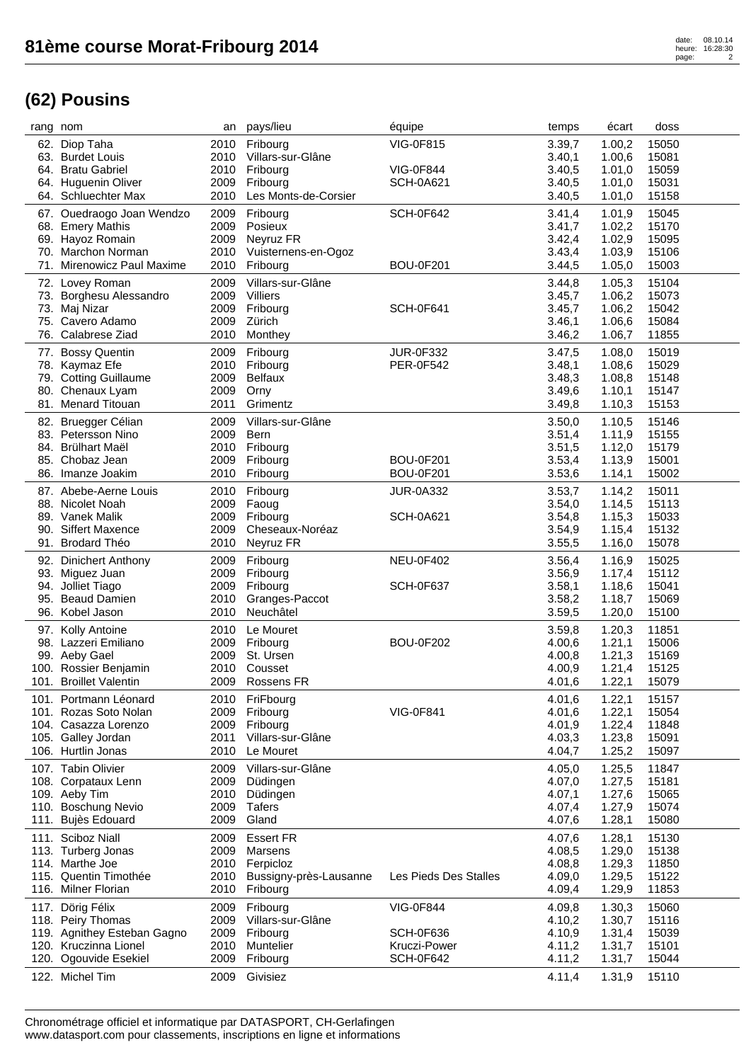# 81ème course Morat-Fribourg 2014

## (62) Pousins

| rang | nom | an | pays/lieu | équipe | temps | écart | doss |
|---|---|---|---|---|---|---|---|
| 62. | Diop Taha | 2010 | Fribourg | VIG-0F815 | 3.39,7 | 1.00,2 | 15050 |
| 63. | Burdet Louis | 2010 | Villars-sur-Glâne | | 3.40,1 | 1.00,6 | 15081 |
| 64. | Bratu Gabriel | 2010 | Fribourg | VIG-0F844 | 3.40,5 | 1.01,0 | 15059 |
| 64. | Huguenin Oliver | 2009 | Fribourg | SCH-0A621 | 3.40,5 | 1.01,0 | 15031 |
| 64. | Schluechter Max | 2010 | Les Monts-de-Corsier | | 3.40,5 | 1.01,0 | 15158 |
| 67. | Ouedraogo Joan Wendzo | 2009 | Fribourg | SCH-0F642 | 3.41,4 | 1.01,9 | 15045 |
| 68. | Emery Mathis | 2009 | Posieux | | 3.41,7 | 1.02,2 | 15170 |
| 69. | Hayoz Romain | 2009 | Neyruz FR | | 3.42,4 | 1.02,9 | 15095 |
| 70. | Marchon Norman | 2010 | Vuisternens-en-Ogoz | | 3.43,4 | 1.03,9 | 15106 |
| 71. | Mirenowicz Paul Maxime | 2010 | Fribourg | BOU-0F201 | 3.44,5 | 1.05,0 | 15003 |
| 72. | Lovey Roman | 2009 | Villars-sur-Glâne | | 3.44,8 | 1.05,3 | 15104 |
| 73. | Borghesu Alessandro | 2009 | Villiers | | 3.45,7 | 1.06,2 | 15073 |
| 73. | Maj Nizar | 2009 | Fribourg | SCH-0F641 | 3.45,7 | 1.06,2 | 15042 |
| 75. | Cavero Adamo | 2009 | Zürich | | 3.46,1 | 1.06,6 | 15084 |
| 76. | Calabrese Ziad | 2010 | Monthey | | 3.46,2 | 1.06,7 | 11855 |
| 77. | Bossy Quentin | 2009 | Fribourg | JUR-0F332 | 3.47,5 | 1.08,0 | 15019 |
| 78. | Kaymaz Efe | 2010 | Fribourg | PER-0F542 | 3.48,1 | 1.08,6 | 15029 |
| 79. | Cotting Guillaume | 2009 | Belfaux | | 3.48,3 | 1.08,8 | 15148 |
| 80. | Chenaux Lyam | 2009 | Orny | | 3.49,6 | 1.10,1 | 15147 |
| 81. | Menard Titouan | 2011 | Grimentz | | 3.49,8 | 1.10,3 | 15153 |
| 82. | Bruegger Célian | 2009 | Villars-sur-Glâne | | 3.50,0 | 1.10,5 | 15146 |
| 83. | Petersson Nino | 2009 | Bern | | 3.51,4 | 1.11,9 | 15155 |
| 84. | Brülhart Maël | 2010 | Fribourg | | 3.51,5 | 1.12,0 | 15179 |
| 85. | Chobaz Jean | 2009 | Fribourg | BOU-0F201 | 3.53,4 | 1.13,9 | 15001 |
| 86. | Imanze Joakim | 2010 | Fribourg | BOU-0F201 | 3.53,6 | 1.14,1 | 15002 |
| 87. | Abebe-Aerne Louis | 2010 | Fribourg | JUR-0A332 | 3.53,7 | 1.14,2 | 15011 |
| 88. | Nicolet Noah | 2009 | Faoug | | 3.54,0 | 1.14,5 | 15113 |
| 89. | Vanek Malik | 2009 | Fribourg | SCH-0A621 | 3.54,8 | 1.15,3 | 15033 |
| 90. | Siffert Maxence | 2009 | Cheseaux-Noréaz | | 3.54,9 | 1.15,4 | 15132 |
| 91. | Brodard Théo | 2010 | Neyruz FR | | 3.55,5 | 1.16,0 | 15078 |
| 92. | Dinichert Anthony | 2009 | Fribourg | NEU-0F402 | 3.56,4 | 1.16,9 | 15025 |
| 93. | Miguez Juan | 2009 | Fribourg | | 3.56,9 | 1.17,4 | 15112 |
| 94. | Jolliet Tiago | 2009 | Fribourg | SCH-0F637 | 3.58,1 | 1.18,6 | 15041 |
| 95. | Beaud Damien | 2010 | Granges-Paccot | | 3.58,2 | 1.18,7 | 15069 |
| 96. | Kobel Jason | 2010 | Neuchâtel | | 3.59,5 | 1.20,0 | 15100 |
| 97. | Kolly Antoine | 2010 | Le Mouret | | 3.59,8 | 1.20,3 | 11851 |
| 98. | Lazzeri Emiliano | 2009 | Fribourg | BOU-0F202 | 4.00,6 | 1.21,1 | 15006 |
| 99. | Aeby Gael | 2009 | St. Ursen | | 4.00,8 | 1.21,3 | 15169 |
| 100. | Rossier Benjamin | 2010 | Cousset | | 4.00,9 | 1.21,4 | 15125 |
| 101. | Broillet Valentin | 2009 | Rossens FR | | 4.01,6 | 1.22,1 | 15079 |
| 101. | Portmann Léonard | 2010 | FriFbourg | | 4.01,6 | 1.22,1 | 15157 |
| 101. | Rozas Soto Nolan | 2009 | Fribourg | VIG-0F841 | 4.01,6 | 1.22,1 | 15054 |
| 104. | Casazza Lorenzo | 2009 | Fribourg | | 4.01,9 | 1.22,4 | 11848 |
| 105. | Galley Jordan | 2011 | Villars-sur-Glâne | | 4.03,3 | 1.23,8 | 15091 |
| 106. | Hurtlin Jonas | 2010 | Le Mouret | | 4.04,7 | 1.25,2 | 15097 |
| 107. | Tabin Olivier | 2009 | Villars-sur-Glâne | | 4.05,0 | 1.25,5 | 11847 |
| 108. | Corpataux Lenn | 2009 | Düdingen | | 4.07,0 | 1.27,5 | 15181 |
| 109. | Aeby Tim | 2010 | Düdingen | | 4.07,1 | 1.27,6 | 15065 |
| 110. | Boschung Nevio | 2009 | Tafers | | 4.07,4 | 1.27,9 | 15074 |
| 111. | Bujès Edouard | 2009 | Gland | | 4.07,6 | 1.28,1 | 15080 |
| 111. | Sciboz Niall | 2009 | Essert FR | | 4.07,6 | 1.28,1 | 15130 |
| 113. | Turberg Jonas | 2009 | Marsens | | 4.08,5 | 1.29,0 | 15138 |
| 114. | Marthe Joe | 2010 | Ferpicloz | | 4.08,8 | 1.29,3 | 11850 |
| 115. | Quentin Timothée | 2010 | Bussigny-près-Lausanne | Les Pieds Des Stalles | 4.09,0 | 1.29,5 | 15122 |
| 116. | Milner Florian | 2010 | Fribourg | | 4.09,4 | 1.29,9 | 11853 |
| 117. | Dörig Félix | 2009 | Fribourg | VIG-0F844 | 4.09,8 | 1.30,3 | 15060 |
| 118. | Peiry Thomas | 2009 | Villars-sur-Glâne | | 4.10,2 | 1.30,7 | 15116 |
| 119. | Agnithey Esteban Gagno | 2009 | Fribourg | SCH-0F636 | 4.10,9 | 1.31,4 | 15039 |
| 120. | Kruczinna Lionel | 2010 | Muntelier | Kruczi-Power | 4.11,2 | 1.31,7 | 15101 |
| 120. | Ogouvide Esekiel | 2009 | Fribourg | SCH-0F642 | 4.11,2 | 1.31,7 | 15044 |
| 122. | Michel Tim | 2009 | Givisiez | | 4.11,4 | 1.31,9 | 15110 |

Chronométrage officiel et informatique par DATASPORT, CH-Gerlafingen
www.datasport.com pour classements, inscriptions en ligne et informations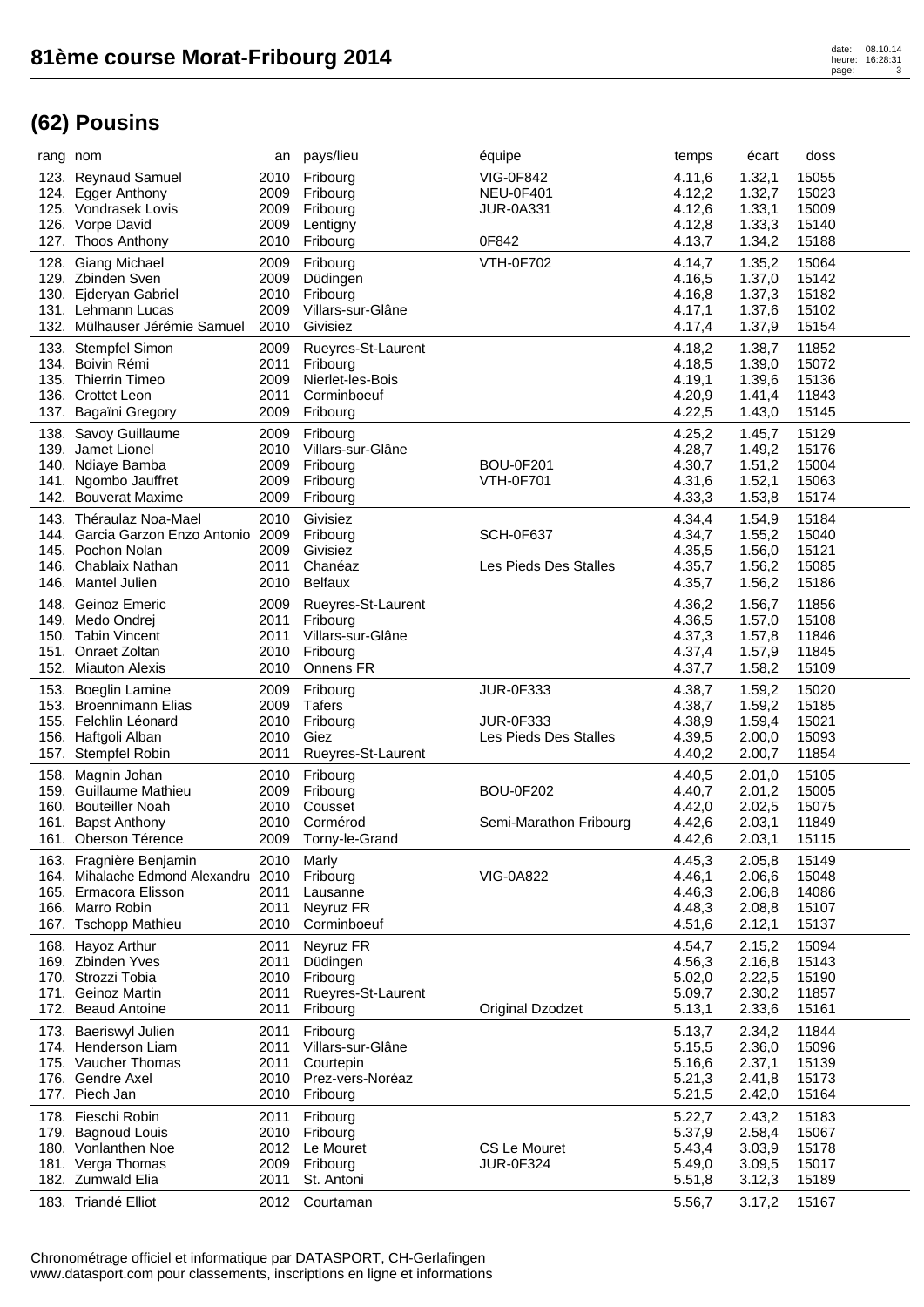# 81ème course Morat-Fribourg 2014

## (62) Pousins

| rang | nom | an | pays/lieu | équipe | temps | écart | doss |
|---|---|---|---|---|---|---|---|
| 123. | Reynaud Samuel | 2010 | Fribourg | VIG-0F842 | 4.11,6 | 1.32,1 | 15055 |
| 124. | Egger Anthony | 2009 | Fribourg | NEU-0F401 | 4.12,2 | 1.32,7 | 15023 |
| 125. | Vondrasek Lovis | 2009 | Fribourg | JUR-0A331 | 4.12,6 | 1.33,1 | 15009 |
| 126. | Vorpe David | 2009 | Lentigny | | 4.12,8 | 1.33,3 | 15140 |
| 127. | Thoos Anthony | 2010 | Fribourg | 0F842 | 4.13,7 | 1.34,2 | 15188 |
| 128. | Giang Michael | 2009 | Fribourg | VTH-0F702 | 4.14,7 | 1.35,2 | 15064 |
| 129. | Zbinden Sven | 2009 | Düdingen | | 4.16,5 | 1.37,0 | 15142 |
| 130. | Ejderyan Gabriel | 2010 | Fribourg | | 4.16,8 | 1.37,3 | 15182 |
| 131. | Lehmann Lucas | 2009 | Villars-sur-Glâne | | 4.17,1 | 1.37,6 | 15102 |
| 132. | Mülhauser Jérémie Samuel | 2010 | Givisiez | | 4.17,4 | 1.37,9 | 15154 |
| 133. | Stempfel Simon | 2009 | Rueyres-St-Laurent | | 4.18,2 | 1.38,7 | 11852 |
| 134. | Boivin Rémi | 2011 | Fribourg | | 4.18,5 | 1.39,0 | 15072 |
| 135. | Thierrin Timeo | 2009 | Nierlet-les-Bois | | 4.19,1 | 1.39,6 | 15136 |
| 136. | Crottet Leon | 2011 | Corminboeuf | | 4.20,9 | 1.41,4 | 11843 |
| 137. | Bagaïni Gregory | 2009 | Fribourg | | 4.22,5 | 1.43,0 | 15145 |
| 138. | Savoy Guillaume | 2009 | Fribourg | | 4.25,2 | 1.45,7 | 15129 |
| 139. | Jamet Lionel | 2010 | Villars-sur-Glâne | | 4.28,7 | 1.49,2 | 15176 |
| 140. | Ndiaye Bamba | 2009 | Fribourg | BOU-0F201 | 4.30,7 | 1.51,2 | 15004 |
| 141. | Ngombo Jauffret | 2009 | Fribourg | VTH-0F701 | 4.31,6 | 1.52,1 | 15063 |
| 142. | Bouverat Maxime | 2009 | Fribourg | | 4.33,3 | 1.53,8 | 15174 |
| 143. | Théraulaz Noa-Mael | 2010 | Givisiez | | 4.34,4 | 1.54,9 | 15184 |
| 144. | Garcia Garzon Enzo Antonio | 2009 | Fribourg | SCH-0F637 | 4.34,7 | 1.55,2 | 15040 |
| 145. | Pochon Nolan | 2009 | Givisiez | | 4.35,5 | 1.56,0 | 15121 |
| 146. | Chablaix Nathan | 2011 | Chanéaz | Les Pieds Des Stalles | 4.35,7 | 1.56,2 | 15085 |
| 146. | Mantel Julien | 2010 | Belfaux | | 4.35,7 | 1.56,2 | 15186 |
| 148. | Geinoz Emeric | 2009 | Rueyres-St-Laurent | | 4.36,2 | 1.56,7 | 11856 |
| 149. | Medo Ondrej | 2011 | Fribourg | | 4.36,5 | 1.57,0 | 15108 |
| 150. | Tabin Vincent | 2011 | Villars-sur-Glâne | | 4.37,3 | 1.57,8 | 11846 |
| 151. | Onraet Zoltan | 2010 | Fribourg | | 4.37,4 | 1.57,9 | 11845 |
| 152. | Miauton Alexis | 2010 | Onnens FR | | 4.37,7 | 1.58,2 | 15109 |
| 153. | Boeglin Lamine | 2009 | Fribourg | JUR-0F333 | 4.38,7 | 1.59,2 | 15020 |
| 153. | Broennimann Elias | 2009 | Tafers | | 4.38,7 | 1.59,2 | 15185 |
| 155. | Felchlin Léonard | 2010 | Fribourg | JUR-0F333 | 4.38,9 | 1.59,4 | 15021 |
| 156. | Haftgoli Alban | 2010 | Giez | Les Pieds Des Stalles | 4.39,5 | 2.00,0 | 15093 |
| 157. | Stempfel Robin | 2011 | Rueyres-St-Laurent | | 4.40,2 | 2.00,7 | 11854 |
| 158. | Magnin Johan | 2010 | Fribourg | | 4.40,5 | 2.01,0 | 15105 |
| 159. | Guillaume Mathieu | 2009 | Fribourg | BOU-0F202 | 4.40,7 | 2.01,2 | 15005 |
| 160. | Bouteiller Noah | 2010 | Cousset | | 4.42,0 | 2.02,5 | 15075 |
| 161. | Bapst Anthony | 2010 | Corminboeuf | Semi-Marathon Fribourg | 4.42,6 | 2.03,1 | 11849 |
| 161. | Oberson Térence | 2009 | Torny-le-Grand | | 4.42,6 | 2.03,1 | 15115 |
| 163. | Fragnière Benjamin | 2010 | Marly | | 4.45,3 | 2.05,8 | 15149 |
| 164. | Mihalache Edmond Alexandru | 2010 | Fribourg | VIG-0A822 | 4.46,1 | 2.06,6 | 15048 |
| 165. | Ermacora Elisson | 2011 | Lausanne | | 4.46,3 | 2.06,8 | 14086 |
| 166. | Marro Robin | 2011 | Neyruz FR | | 4.48,3 | 2.08,8 | 15107 |
| 167. | Tschopp Mathieu | 2010 | Corminboeuf | | 4.51,6 | 2.12,1 | 15137 |
| 168. | Hayoz Arthur | 2011 | Neyruz FR | | 4.54,7 | 2.15,2 | 15094 |
| 169. | Zbinden Yves | 2011 | Düdingen | | 4.56,3 | 2.16,8 | 15143 |
| 170. | Strozzi Tobia | 2010 | Fribourg | | 5.02,0 | 2.22,5 | 15190 |
| 171. | Geinoz Martin | 2011 | Rueyres-St-Laurent | | 5.09,7 | 2.30,2 | 11857 |
| 172. | Beaud Antoine | 2011 | Fribourg | Original Dzodzet | 5.13,1 | 2.33,6 | 15161 |
| 173. | Baeriswyl Julien | 2011 | Fribourg | | 5.13,7 | 2.34,2 | 11844 |
| 174. | Henderson Liam | 2011 | Villars-sur-Glâne | | 5.15,5 | 2.36,0 | 15096 |
| 175. | Vaucher Thomas | 2011 | Courtepin | | 5.16,6 | 2.37,1 | 15139 |
| 176. | Gendre Axel | 2010 | Prez-vers-Noréaz | | 5.21,3 | 2.41,8 | 15173 |
| 177. | Piech Jan | 2010 | Fribourg | | 5.21,5 | 2.42,0 | 15164 |
| 178. | Fieschi Robin | 2011 | Fribourg | | 5.22,7 | 2.43,2 | 15183 |
| 179. | Bagnoud Louis | 2010 | Fribourg | | 5.37,9 | 2.58,4 | 15067 |
| 180. | Vonlanthen Noe | 2012 | Le Mouret | CS Le Mouret | 5.43,4 | 3.03,9 | 15178 |
| 181. | Verga Thomas | 2009 | Fribourg | JUR-0F324 | 5.49,0 | 3.09,5 | 15017 |
| 182. | Zumwald Elia | 2011 | St. Antoni | | 5.51,8 | 3.12,3 | 15189 |
| 183. | Triandé Elliot | 2012 | Courtaman | | 5.56,7 | 3.17,2 | 15167 |

Chronométrage officiel et informatique par DATASPORT, CH-Gerlafingen
www.datasport.com pour classements, inscriptions en ligne et informations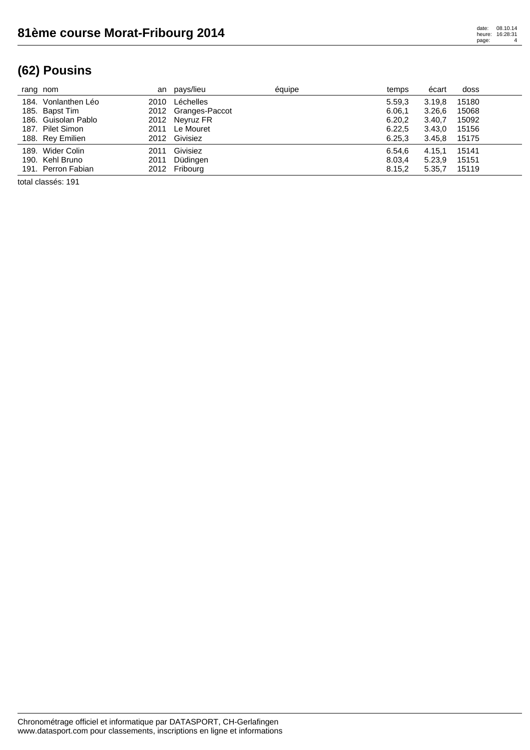# 81ème course Morat-Fribourg 2014

## (62) Pousins

| rang | nom | an | pays/lieu | équipe | temps | écart | doss |
|---|---|---|---|---|---|---|---|
| 184. | Vonlanthen Léo | 2010 | Léchelles | | 5.59,3 | 3.19,8 | 15180 |
| 185. | Bapst Tim | 2012 | Granges-Paccot | | 6.06,1 | 3.26,6 | 15068 |
| 186. | Guisolan Pablo | 2012 | Neyruz FR | | 6.20,2 | 3.40,7 | 15092 |
| 187. | Pilet Simon | 2011 | Le Mouret | | 6.22,5 | 3.43,0 | 15156 |
| 188. | Rey Emilien | 2012 | Givisiez | | 6.25,3 | 3.45,8 | 15175 |
| 189. | Wider Colin | 2011 | Givisiez | | 6.54,6 | 4.15,1 | 15141 |
| 190. | Kehl Bruno | 2011 | Düdingen | | 8.03,4 | 5.23,9 | 15151 |
| 191. | Perron Fabian | 2012 | Fribourg | | 8.15,2 | 5.35,7 | 15119 |

total classés: 191

Chronométrage officiel et informatique par DATASPORT, CH-Gerlafingen
www.datasport.com pour classements, inscriptions en ligne et informations